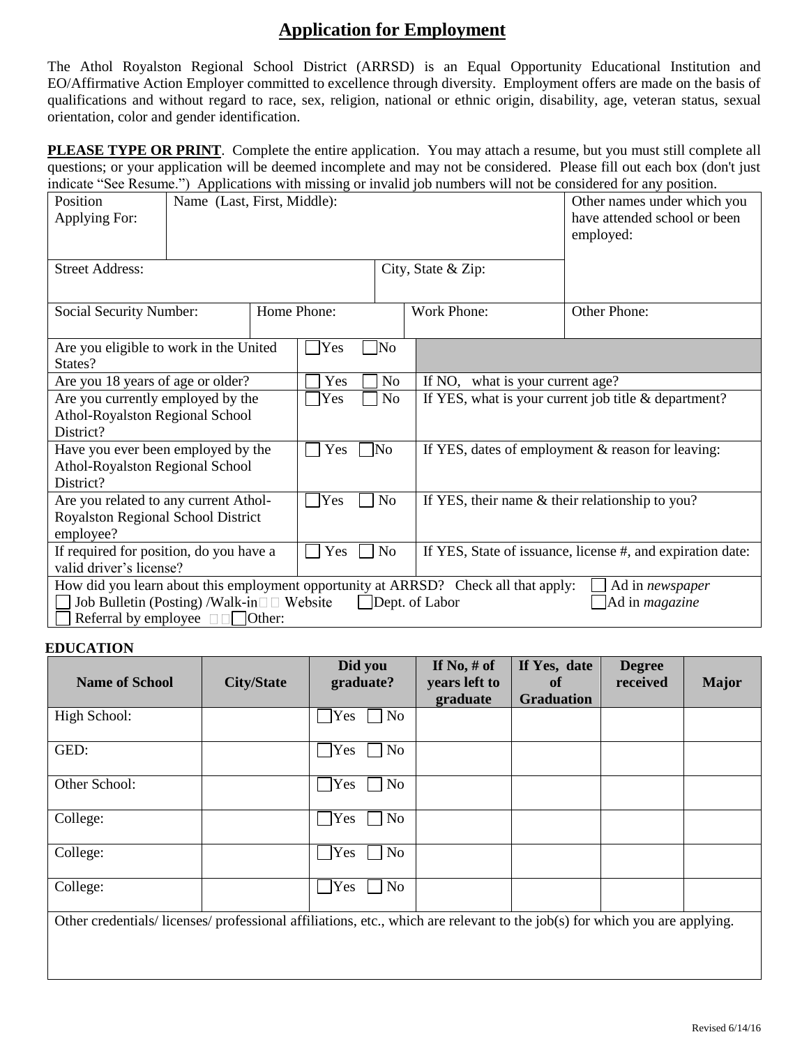# Application for Employment

The Athol Royalston Regional School District (ARRSD) is an Equal Opportunity Educational Institution and EO/Affirmative Action Employer committed to excellence through diversity. Employment offers are made on the basis of qualifications and without regard to race, sex, religion, national or ethnic origin, disability, age, veteran status, sexual orientation, color and gender identification.

**PLEASE TYPE OR PRINT**. Complete the entire application. You may attach a resume, but you must still complete all questions; or your application will be deemed incomplete and may not be considered. Please fill out each box (don't just indicate "See Resume.") Applications with missing or invalid job numbers will not be considered for any position.

| Position Applying For: | Name (Last, First, Middle): | | Other names under which you have attended school or been employed: |
|---|---|---|---|
| Street Address: | | City, State & Zip: | |
| Social Security Number: | Home Phone: | Work Phone: | Other Phone: |

| Question | Answer | Details |
|---|---|---|
| Are you eligible to work in the United States? | ☐ Yes ☐ No | |
| Are you 18 years of age or older? | ☐ Yes ☐ No | If NO, what is your current age? |
| Are you currently employed by the Athol-Royalston Regional School District? | ☐ Yes ☐ No | If YES, what is your current job title & department? |
| Have you ever been employed by the Athol-Royalston Regional School District? | ☐ Yes ☐ No | If YES, dates of employment & reason for leaving: |
| Are you related to any current Athol-Royalston Regional School District employee? | ☐ Yes ☐ No | If YES, their name & their relationship to you? |
| If required for position, do you have a valid driver's license? | ☐ Yes ☐ No | If YES, State of issuance, license #, and expiration date: |

How did you learn about this employment opportunity at ARRSD? Check all that apply: ☐ Ad in *newspaper*
☐ Job Bulletin (Posting) /Walk-in ☐ Website ☐ Dept. of Labor ☐ Ad in *magazine*
☐ Referral by employee ☐ Other:

## EDUCATION

| Name of School | City/State | Did you graduate? | If No, # of years left to graduate | If Yes, date of Graduation | Degree received | Major |
|---|---|---|---|---|---|---|
| High School: | | ☐ Yes ☐ No | | | | |
| GED: | | ☐ Yes ☐ No | | | | |
| Other School: | | ☐ Yes ☐ No | | | | |
| College: | | ☐ Yes ☐ No | | | | |
| College: | | ☐ Yes ☐ No | | | | |
| College: | | ☐ Yes ☐ No | | | | |

Other credentials/ licenses/ professional affiliations, etc., which are relevant to the job(s) for which you are applying.

Revised 6/14/16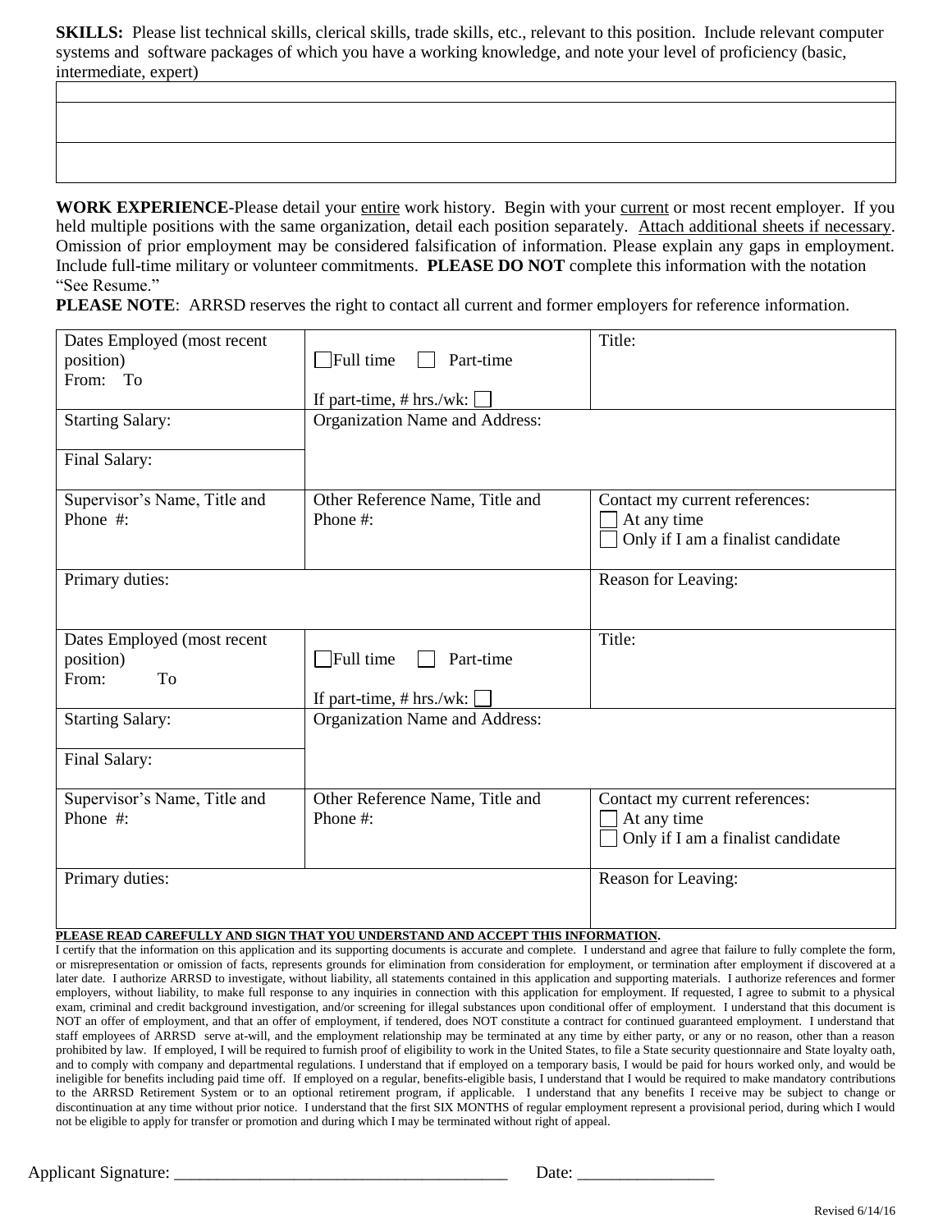**SKILLS:** Please list technical skills, clerical skills, trade skills, etc., relevant to this position. Include relevant computer systems and software packages of which you have a working knowledge, and note your level of proficiency (basic, intermediate, expert)

| |
|---|
| |
| |
| |

**WORK EXPERIENCE**-Please detail your entire work history. Begin with your current or most recent employer. If you held multiple positions with the same organization, detail each position separately. Attach additional sheets if necessary. Omission of prior employment may be considered falsification of information. Please explain any gaps in employment. Include full-time military or volunteer commitments. **PLEASE DO NOT** complete this information with the notation "See Resume."

**PLEASE NOTE**: ARRSD reserves the right to contact all current and former employers for reference information.

| | | |
|---|---|---|
| Dates Employed (most recent position)<br>From: To | ☐ Full time ☐ Part-time<br><br>If part-time, # hrs./wk: ☐ | Title: |
| Starting Salary:<br><br>Final Salary: | Organization Name and Address: | |
| Supervisor's Name, Title and Phone #: | Other Reference Name, Title and Phone #: | Contact my current references:<br>☐ At any time<br>☐ Only if I am a finalist candidate |
| Primary duties: | | Reason for Leaving: |

| | | |
|---|---|---|
| Dates Employed (most recent position)<br>From: To | ☐ Full time ☐ Part-time<br><br>If part-time, # hrs./wk: ☐ | Title: |
| Starting Salary:<br><br>Final Salary: | Organization Name and Address: | |
| Supervisor's Name, Title and Phone #: | Other Reference Name, Title and Phone #: | Contact my current references:<br>☐ At any time<br>☐ Only if I am a finalist candidate |
| Primary duties: | | Reason for Leaving: |

**PLEASE READ CAREFULLY AND SIGN THAT YOU UNDERSTAND AND ACCEPT THIS INFORMATION.**

I certify that the information on this application and its supporting documents is accurate and complete. I understand and agree that failure to fully complete the form, or misrepresentation or omission of facts, represents grounds for elimination from consideration for employment, or termination after employment if discovered at a later date. I authorize ARRSD to investigate, without liability, all statements contained in this application and supporting materials. I authorize references and former employers, without liability, to make full response to any inquiries in connection with this application for employment. If requested, I agree to submit to a physical exam, criminal and credit background investigation, and/or screening for illegal substances upon conditional offer of employment. I understand that this document is NOT an offer of employment, and that an offer of employment, if tendered, does NOT constitute a contract for continued guaranteed employment. I understand that staff employees of ARRSD serve at-will, and the employment relationship may be terminated at any time by either party, or any or no reason, other than a reason prohibited by law. If employed, I will be required to furnish proof of eligibility to work in the United States, to file a State security questionnaire and State loyalty oath, and to comply with company and departmental regulations. I understand that if employed on a temporary basis, I would be paid for hours worked only, and would be ineligible for benefits including paid time off. If employed on a regular, benefits-eligible basis, I understand that I would be required to make mandatory contributions to the ARRSD Retirement System or to an optional retirement program, if applicable. I understand that any benefits I receive may be subject to change or discontinuation at any time without prior notice. I understand that the first SIX MONTHS of regular employment represent a provisional period, during which I would not be eligible to apply for transfer or promotion and during which I may be terminated without right of appeal.

Applicant Signature: _______________________________________ Date: ________________

Revised 6/14/16